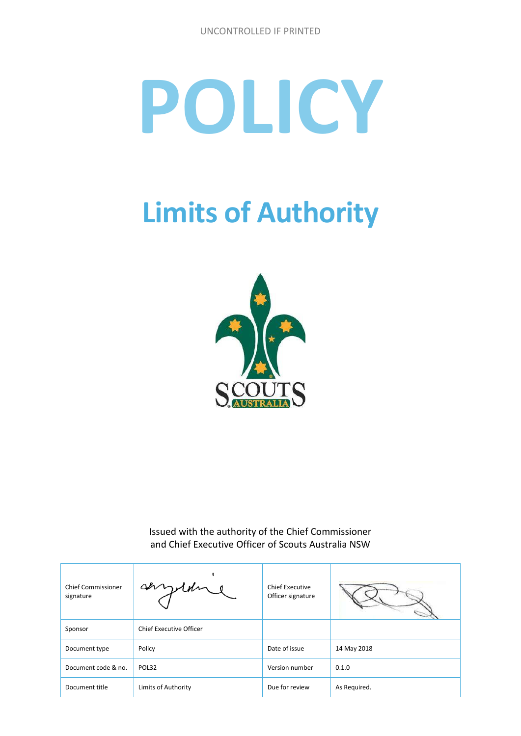UNCONTROLLED IF PRINTED

# POLICY

## Limits of Authority

Issued with the authority of the Chief Commissioner and Chief Executive Officer of Scouts Australia NSW

| Chief Commissioner signature | | Chief Executive Officer signature | |
|---|---|---|---|
| Sponsor | Chief Executive Officer | | |
| Document type | Policy | Date of issue | 14 May 2018 |
| Document code & no. | POL32 | Version number | 0.1.0 |
| Document title | Limits of Authority | Due for review | As Required. |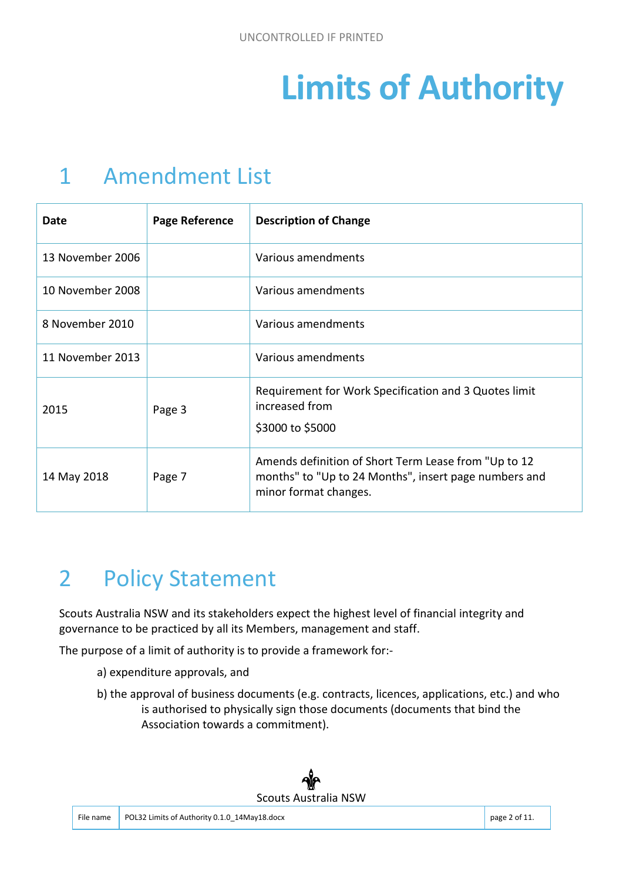# Limits of Authority

## 1 Amendment List

| Date | Page Reference | Description of Change |
|---|---|---|
| 13 November 2006 | | Various amendments |
| 10 November 2008 | | Various amendments |
| 8 November 2010 | | Various amendments |
| 11 November 2013 | | Various amendments |
| 2015 | Page 3 | Requirement for Work Specification and 3 Quotes limit increased from $3000 to $5000 |
| 14 May 2018 | Page 7 | Amends definition of Short Term Lease from "Up to 12 months" to "Up to 24 Months", insert page numbers and minor format changes. |

## 2 Policy Statement

Scouts Australia NSW and its stakeholders expect the highest level of financial integrity and governance to be practiced by all its Members, management and staff.

The purpose of a limit of authority is to provide a framework for:-

a) expenditure approvals, and

b) the approval of business documents (e.g. contracts, licences, applications, etc.) and who is authorised to physically sign those documents (documents that bind the Association towards a commitment).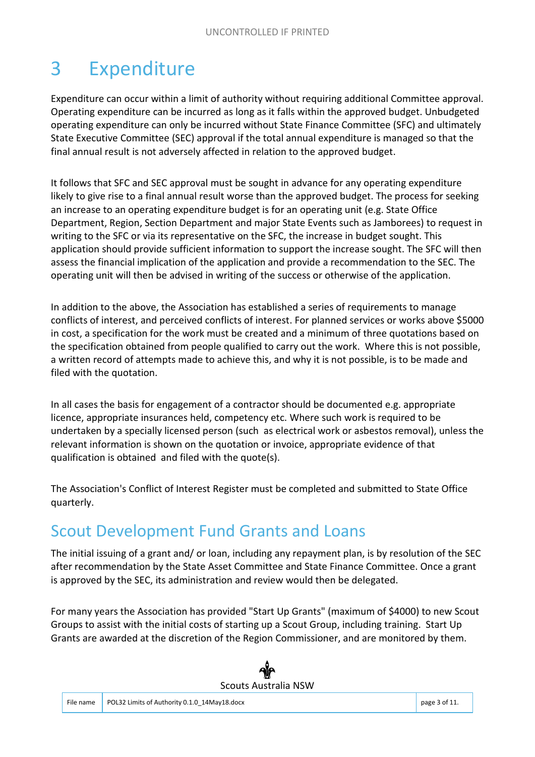# 3 Expenditure

Expenditure can occur within a limit of authority without requiring additional Committee approval. Operating expenditure can be incurred as long as it falls within the approved budget. Unbudgeted operating expenditure can only be incurred without State Finance Committee (SFC) and ultimately State Executive Committee (SEC) approval if the total annual expenditure is managed so that the final annual result is not adversely affected in relation to the approved budget.

It follows that SFC and SEC approval must be sought in advance for any operating expenditure likely to give rise to a final annual result worse than the approved budget. The process for seeking an increase to an operating expenditure budget is for an operating unit (e.g. State Office Department, Region, Section Department and major State Events such as Jamborees) to request in writing to the SFC or via its representative on the SFC, the increase in budget sought. This application should provide sufficient information to support the increase sought. The SFC will then assess the financial implication of the application and provide a recommendation to the SEC. The operating unit will then be advised in writing of the success or otherwise of the application.

In addition to the above, the Association has established a series of requirements to manage conflicts of interest, and perceived conflicts of interest. For planned services or works above $5000 in cost, a specification for the work must be created and a minimum of three quotations based on the specification obtained from people qualified to carry out the work. Where this is not possible, a written record of attempts made to achieve this, and why it is not possible, is to be made and filed with the quotation.

In all cases the basis for engagement of a contractor should be documented e.g. appropriate licence, appropriate insurances held, competency etc. Where such work is required to be undertaken by a specially licensed person (such as electrical work or asbestos removal), unless the relevant information is shown on the quotation or invoice, appropriate evidence of that qualification is obtained and filed with the quote(s).

The Association's Conflict of Interest Register must be completed and submitted to State Office quarterly.

## Scout Development Fund Grants and Loans

The initial issuing of a grant and/ or loan, including any repayment plan, is by resolution of the SEC after recommendation by the State Asset Committee and State Finance Committee. Once a grant is approved by the SEC, its administration and review would then be delegated.

For many years the Association has provided "Start Up Grants" (maximum of $4000) to new Scout Groups to assist with the initial costs of starting up a Scout Group, including training. Start Up Grants are awarded at the discretion of the Region Commissioner, and are monitored by them.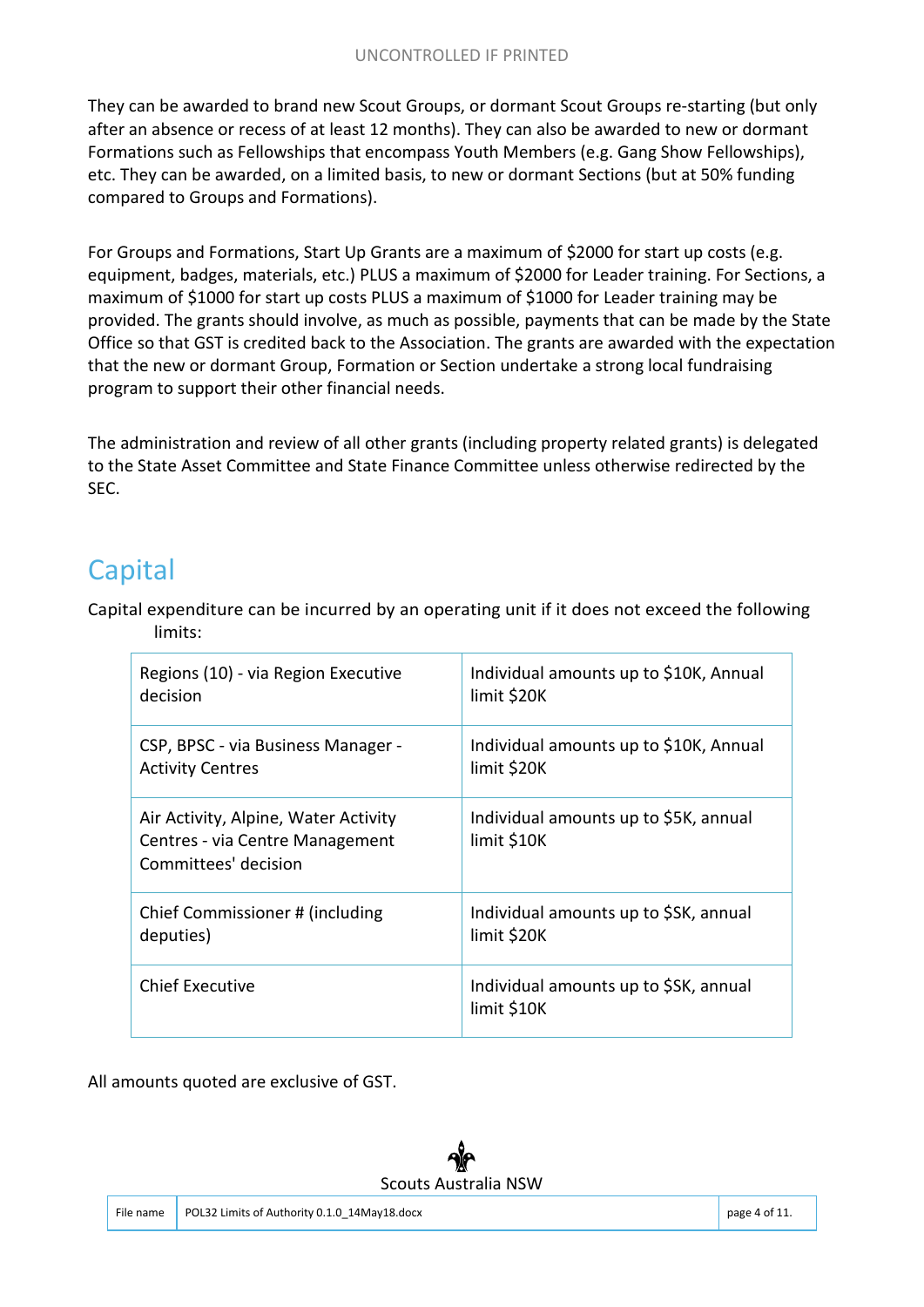They can be awarded to brand new Scout Groups, or dormant Scout Groups re-starting (but only after an absence or recess of at least 12 months). They can also be awarded to new or dormant Formations such as Fellowships that encompass Youth Members (e.g. Gang Show Fellowships), etc. They can be awarded, on a limited basis, to new or dormant Sections (but at 50% funding compared to Groups and Formations).

For Groups and Formations, Start Up Grants are a maximum of $2000 for start up costs (e.g. equipment, badges, materials, etc.) PLUS a maximum of $2000 for Leader training. For Sections, a maximum of $1000 for start up costs PLUS a maximum of $1000 for Leader training may be provided. The grants should involve, as much as possible, payments that can be made by the State Office so that GST is credited back to the Association. The grants are awarded with the expectation that the new or dormant Group, Formation or Section undertake a strong local fundraising program to support their other financial needs.

The administration and review of all other grants (including property related grants) is delegated to the State Asset Committee and State Finance Committee unless otherwise redirected by the SEC.

## Capital

Capital expenditure can be incurred by an operating unit if it does not exceed the following limits:

| | |
|---|---|
| Regions (10) - via Region Executive decision | Individual amounts up to $10K, Annual limit $20K |
| CSP, BPSC - via Business Manager - Activity Centres | Individual amounts up to $10K, Annual limit $20K |
| Air Activity, Alpine, Water Activity Centres - via Centre Management Committees' decision | Individual amounts up to $5K, annual limit $10K |
| Chief Commissioner # (including deputies) | Individual amounts up to $SK, annual limit $20K |
| Chief Executive | Individual amounts up to $SK, annual limit $10K |

All amounts quoted are exclusive of GST.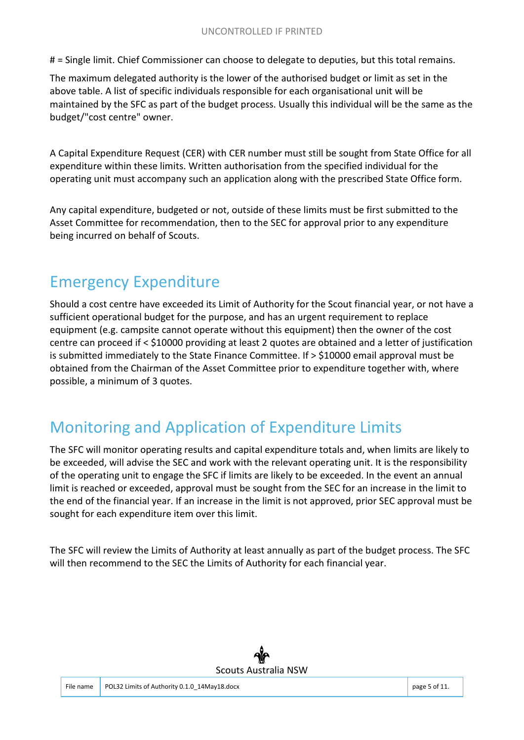# = Single limit. Chief Commissioner can choose to delegate to deputies, but this total remains.

The maximum delegated authority is the lower of the authorised budget or limit as set in the above table. A list of specific individuals responsible for each organisational unit will be maintained by the SFC as part of the budget process. Usually this individual will be the same as the budget/"cost centre" owner.

A Capital Expenditure Request (CER) with CER number must still be sought from State Office for all expenditure within these limits. Written authorisation from the specified individual for the operating unit must accompany such an application along with the prescribed State Office form.

Any capital expenditure, budgeted or not, outside of these limits must be first submitted to the Asset Committee for recommendation, then to the SEC for approval prior to any expenditure being incurred on behalf of Scouts.

# Emergency Expenditure

Should a cost centre have exceeded its Limit of Authority for the Scout financial year, or not have a sufficient operational budget for the purpose, and has an urgent requirement to replace equipment (e.g. campsite cannot operate without this equipment) then the owner of the cost centre can proceed if < $10000 providing at least 2 quotes are obtained and a letter of justification is submitted immediately to the State Finance Committee. If > $10000 email approval must be obtained from the Chairman of the Asset Committee prior to expenditure together with, where possible, a minimum of 3 quotes.

# Monitoring and Application of Expenditure Limits

The SFC will monitor operating results and capital expenditure totals and, when limits are likely to be exceeded, will advise the SEC and work with the relevant operating unit. It is the responsibility of the operating unit to engage the SFC if limits are likely to be exceeded. In the event an annual limit is reached or exceeded, approval must be sought from the SEC for an increase in the limit to the end of the financial year. If an increase in the limit is not approved, prior SEC approval must be sought for each expenditure item over this limit.

The SFC will review the Limits of Authority at least annually as part of the budget process. The SFC will then recommend to the SEC the Limits of Authority for each financial year.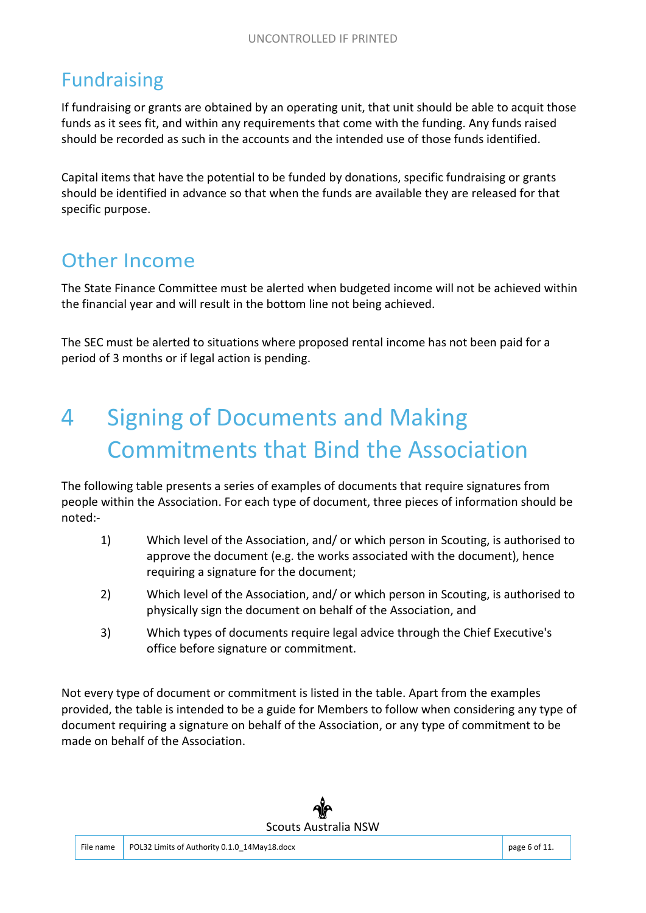## Fundraising

If fundraising or grants are obtained by an operating unit, that unit should be able to acquit those funds as it sees fit, and within any requirements that come with the funding. Any funds raised should be recorded as such in the accounts and the intended use of those funds identified.

Capital items that have the potential to be funded by donations, specific fundraising or grants should be identified in advance so that when the funds are available they are released for that specific purpose.

## Other Income

The State Finance Committee must be alerted when budgeted income will not be achieved within the financial year and will result in the bottom line not being achieved.

The SEC must be alerted to situations where proposed rental income has not been paid for a period of 3 months or if legal action is pending.

# 4 Signing of Documents and Making Commitments that Bind the Association

The following table presents a series of examples of documents that require signatures from people within the Association. For each type of document, three pieces of information should be noted:-

1) Which level of the Association, and/ or which person in Scouting, is authorised to approve the document (e.g. the works associated with the document), hence requiring a signature for the document;
2) Which level of the Association, and/ or which person in Scouting, is authorised to physically sign the document on behalf of the Association, and
3) Which types of documents require legal advice through the Chief Executive's office before signature or commitment.

Not every type of document or commitment is listed in the table. Apart from the examples provided, the table is intended to be a guide for Members to follow when considering any type of document requiring a signature on behalf of the Association, or any type of commitment to be made on behalf of the Association.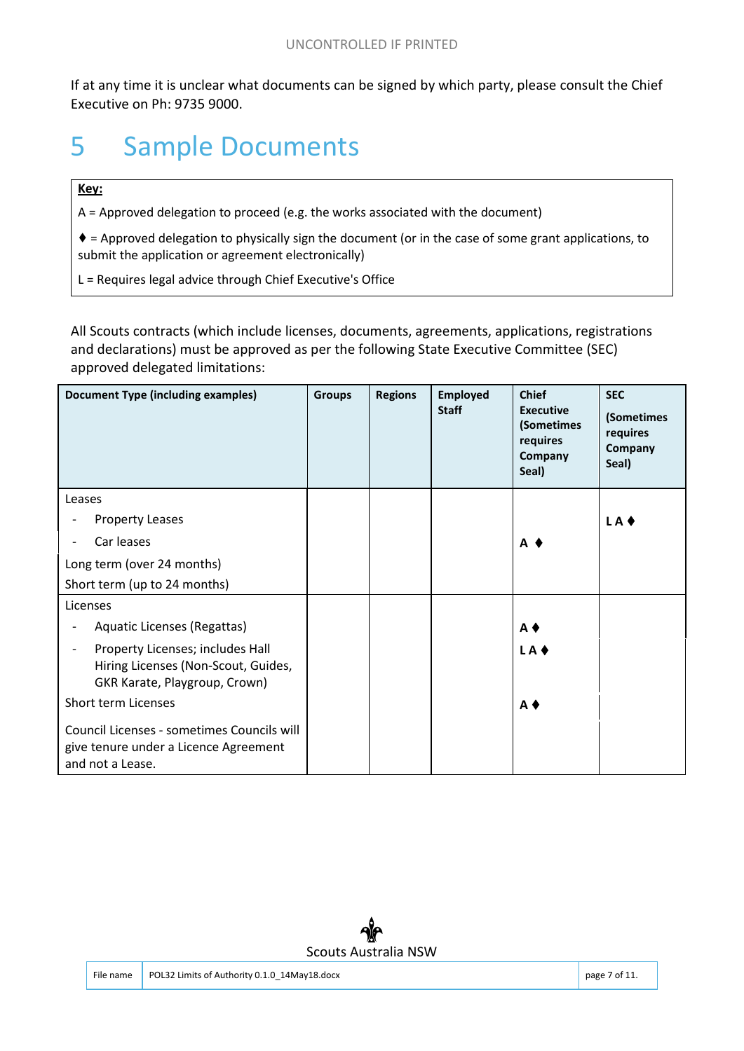If at any time it is unclear what documents can be signed by which party, please consult the Chief Executive on Ph: 9735 9000.

# 5 Sample Documents

**Key:**

A = Approved delegation to proceed (e.g. the works associated with the document)

♦ = Approved delegation to physically sign the document (or in the case of some grant applications, to submit the application or agreement electronically)

L = Requires legal advice through Chief Executive's Office

All Scouts contracts (which include licenses, documents, agreements, applications, registrations and declarations) must be approved as per the following State Executive Committee (SEC) approved delegated limitations:

| Document Type (including examples) | Groups | Regions | Employed Staff | Chief Executive (Sometimes requires Company Seal) | SEC (Sometimes requires Company Seal) |
|---|---|---|---|---|---|
| Leases | | | | | |
| - Property Leases | | | | | L A ♦ |
| - Car leases | | | | A ♦ | |
| Long term (over 24 months) | | | | | |
| Short term (up to 24 months) | | | | | |
| Licenses | | | | | |
| - Aquatic Licenses (Regattas) | | | | A ♦ | |
| - Property Licenses; includes Hall Hiring Licenses (Non-Scout, Guides, GKR Karate, Playgroup, Crown) | | | | L A ♦ | |
| Short term Licenses | | | | A ♦ | |
| Council Licenses - sometimes Councils will give tenure under a Licence Agreement and not a Lease. | | | | | |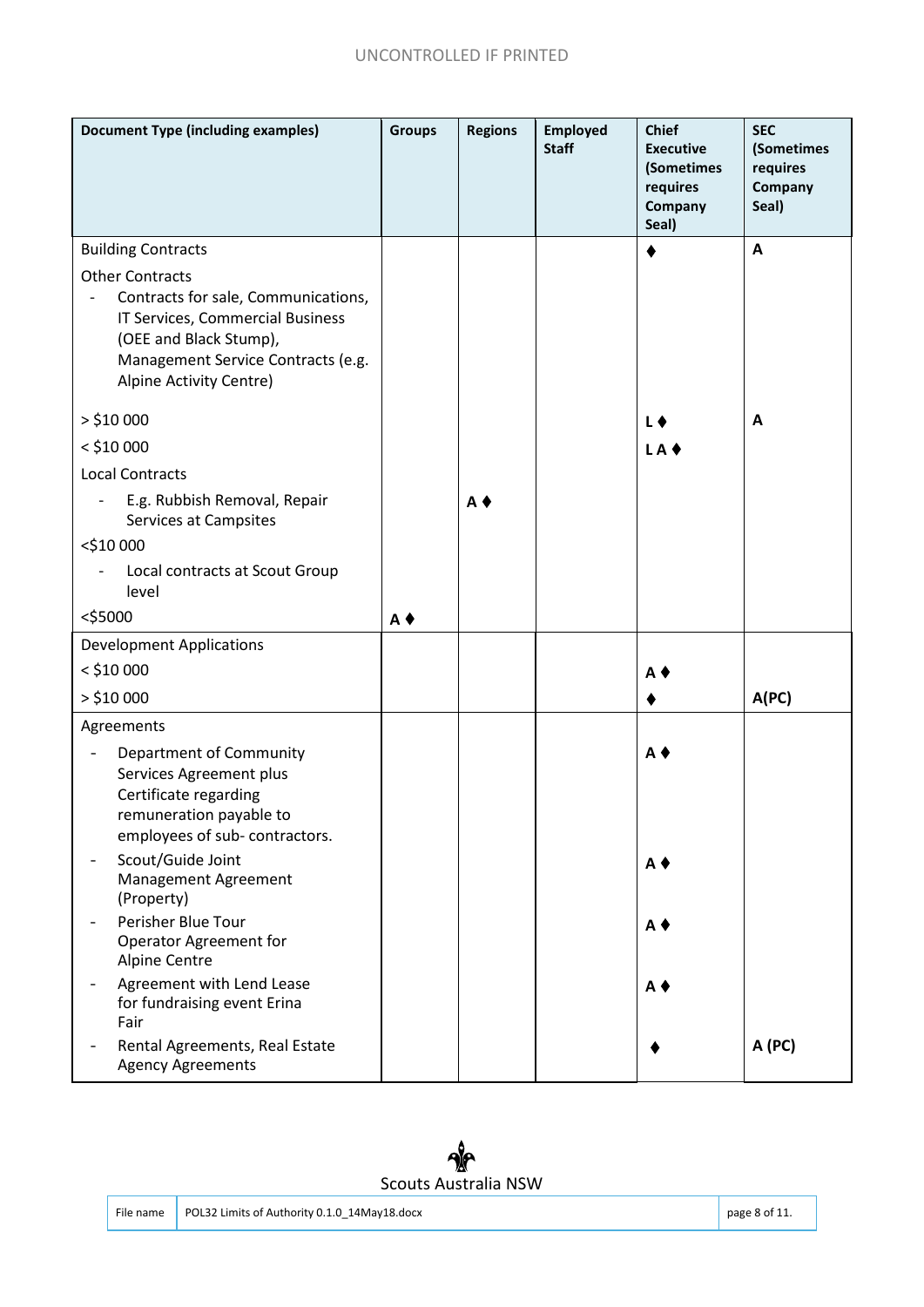| Document Type (including examples) | Groups | Regions | Employed Staff | Chief Executive (Sometimes requires Company Seal) | SEC (Sometimes requires Company Seal) |
|---|---|---|---|---|---|
| Building Contracts | | | | ♦ | **A** |
| Other Contracts<br>- Contracts for sale, Communications, IT Services, Commercial Business (OEE and Black Stump), Management Service Contracts (e.g. Alpine Activity Centre) | | | | | |
| > $10 000 | | | | **L** ♦ | **A** |
| < $10 000 | | | | **L A** ♦ | |
| Local Contracts<br>- E.g. Rubbish Removal, Repair Services at Campsites | | **A** ♦ | | | |
| <$10 000<br>- Local contracts at Scout Group level | | | | | |
| <$5000 | **A** ♦ | | | | |
| Development Applications | | | | | |
| < $10 000 | | | | **A** ♦ | |
| > $10 000 | | | | ♦ | **A(PC)** |
| Agreements<br>- Department of Community Services Agreement plus Certificate regarding remuneration payable to employees of sub- contractors. | | | | **A** ♦ | |
| - Scout/Guide Joint Management Agreement (Property) | | | | **A** ♦ | |
| - Perisher Blue Tour Operator Agreement for Alpine Centre | | | | **A** ♦ | |
| - Agreement with Lend Lease for fundraising event Erina Fair | | | | **A** ♦ | |
| - Rental Agreements, Real Estate Agency Agreements | | | | ♦ | **A (PC)** |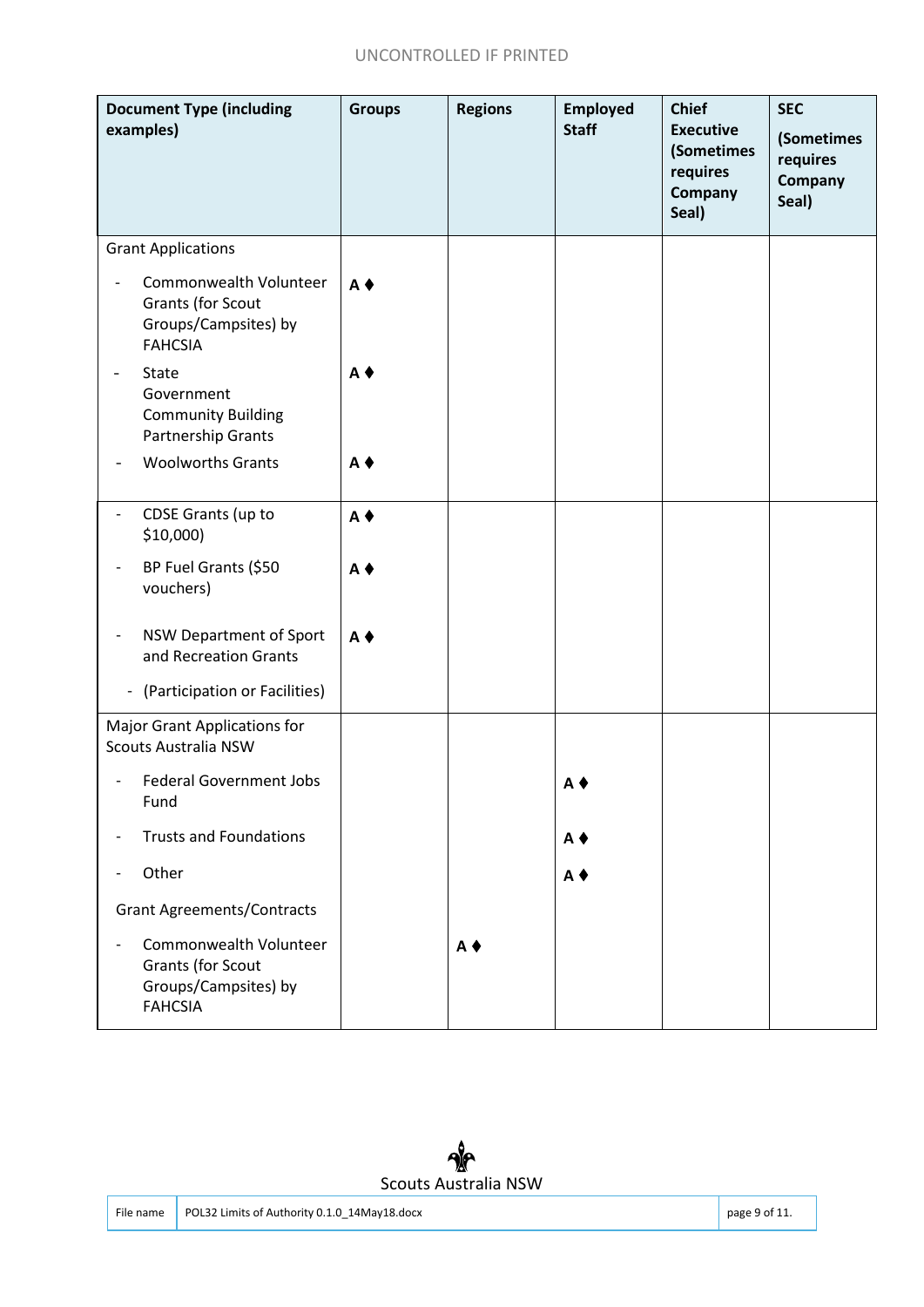| Document Type (including examples) | Groups | Regions | Employed Staff | Chief Executive (Sometimes requires Company Seal) | SEC (Sometimes requires Company Seal) |
|---|---|---|---|---|---|
| Grant Applications | | | | | |
| - Commonwealth Volunteer Grants (for Scout Groups/Campsites) by FAHCSIA | A ♦ | | | | |
| - State Government Community Building Partnership Grants | A ♦ | | | | |
| - Woolworths Grants | A ♦ | | | | |
| - CDSE Grants (up to $10,000) | A ♦ | | | | |
| - BP Fuel Grants ($50 vouchers) | A ♦ | | | | |
| - NSW Department of Sport and Recreation Grants | A ♦ | | | | |
| - (Participation or Facilities) | | | | | |
| Major Grant Applications for Scouts Australia NSW | | | | | |
| - Federal Government Jobs Fund | | | A ♦ | | |
| - Trusts and Foundations | | | A ♦ | | |
| - Other | | | A ♦ | | |
| Grant Agreements/Contracts | | | | | |
| - Commonwealth Volunteer Grants (for Scout Groups/Campsites) by FAHCSIA | | A ♦ | | | |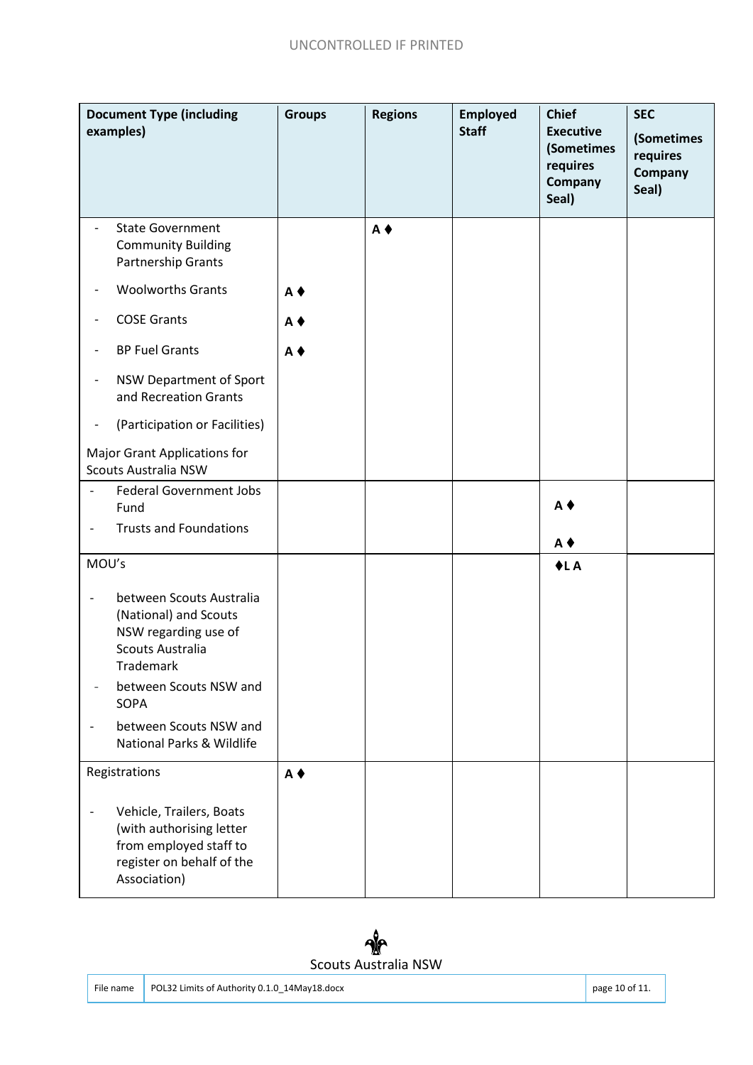UNCONTROLLED IF PRINTED

| Document Type (including examples) | Groups | Regions | Employed Staff | Chief Executive (Sometimes requires Company Seal) | SEC (Sometimes requires Company Seal) |
|---|---|---|---|---|---|
| - State Government Community Building Partnership Grants | | A ♦ | | | |
| - Woolworths Grants | A ♦ | | | | |
| - COSE Grants | A ♦ | | | | |
| - BP Fuel Grants | A ♦ | | | | |
| - NSW Department of Sport and Recreation Grants | | | | | |
| - (Participation or Facilities) | | | | | |
| Major Grant Applications for Scouts Australia NSW | | | | | |
| - Federal Government Jobs Fund | | | | A ♦ | |
| - Trusts and Foundations | | | | A ♦ | |
| MOU's | | | | ♦L A | |
| - between Scouts Australia (National) and Scouts NSW regarding use of Scouts Australia Trademark | | | | | |
| - between Scouts NSW and SOPA | | | | | |
| - between Scouts NSW and National Parks & Wildlife | | | | | |
| Registrations | A ♦ | | | | |
| - Vehicle, Trailers, Boats (with authorising letter from employed staff to register on behalf of the Association) | | | | | |

Scouts Australia NSW

| File name | POL32 Limits of Authority 0.1.0_14May18.docx |
|---|---|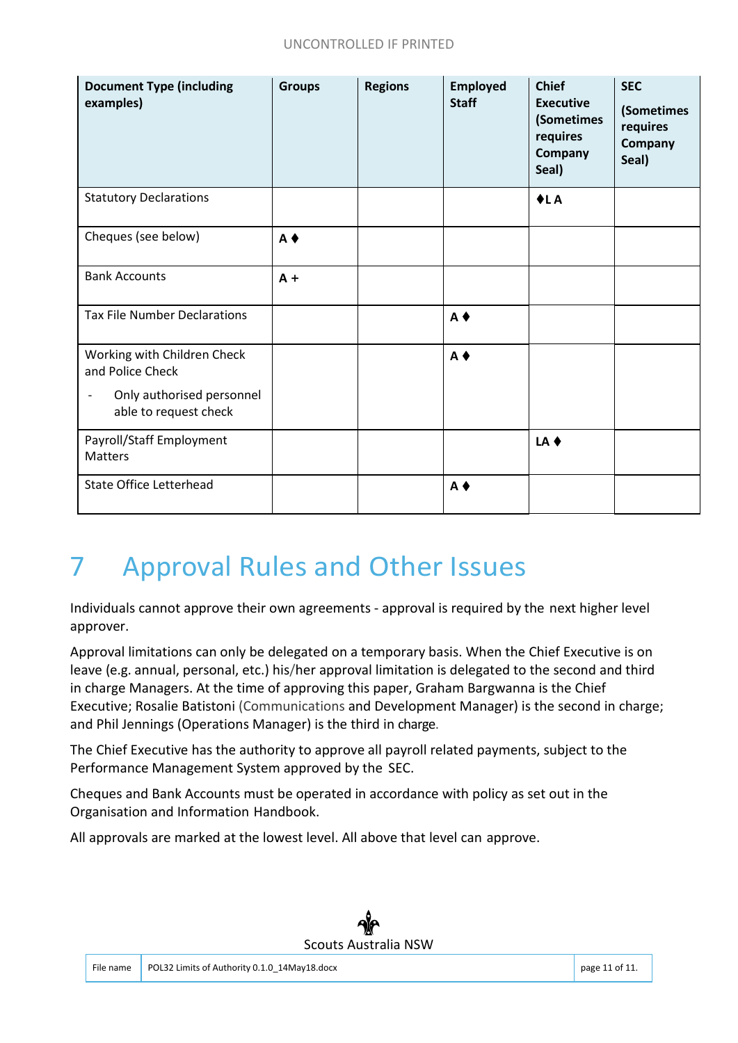| Document Type (including examples) | Groups | Regions | Employed Staff | Chief Executive (Sometimes requires Company Seal) | SEC (Sometimes requires Company Seal) |
|---|---|---|---|---|---|
| Statutory Declarations | | | | ♦L A | |
| Cheques (see below) | A ♦ | | | | |
| Bank Accounts | A + | | | | |
| Tax File Number Declarations | | | A ♦ | | |
| Working with Children Check and Police Check<br>- Only authorised personnel able to request check | | | A ♦ | | |
| Payroll/Staff Employment Matters | | | | LA ♦ | |
| State Office Letterhead | | | A ♦ | | |

# 7 Approval Rules and Other Issues

Individuals cannot approve their own agreements - approval is required by the next higher level approver.

Approval limitations can only be delegated on a temporary basis. When the Chief Executive is on leave (e.g. annual, personal, etc.) his/her approval limitation is delegated to the second and third in charge Managers. At the time of approving this paper, Graham Bargwanna is the Chief Executive; Rosalie Batistoni (Communications and Development Manager) is the second in charge; and Phil Jennings (Operations Manager) is the third in charge.

The Chief Executive has the authority to approve all payroll related payments, subject to the Performance Management System approved by the SEC.

Cheques and Bank Accounts must be operated in accordance with policy as set out in the Organisation and Information Handbook.

All approvals are marked at the lowest level. All above that level can approve.